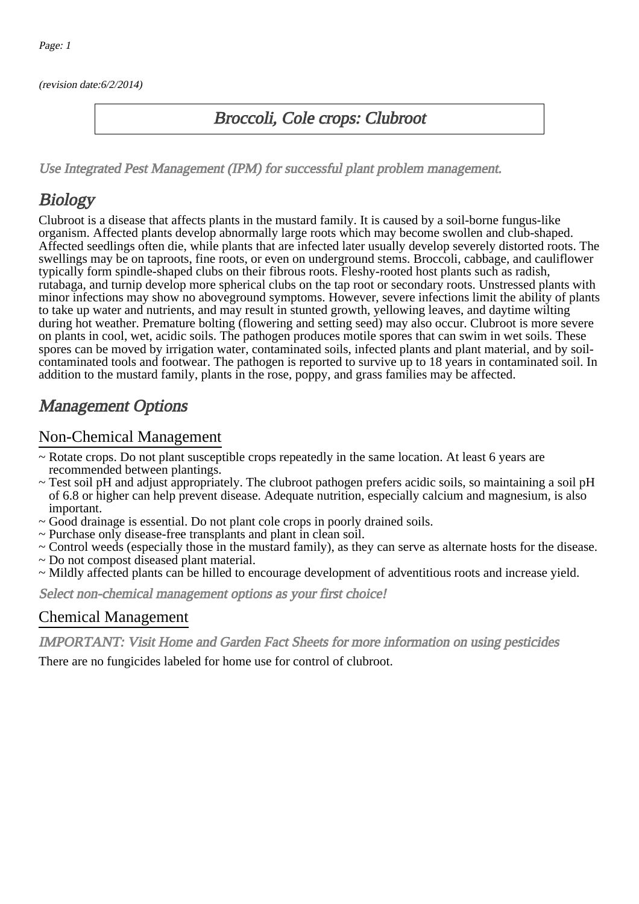(revision date:6/2/2014)

# Broccoli, Cole crops: Clubroot

*Use Integrated Pest Management (IPM) for successful plant problem management.*

## Biology

Clubroot is a disease that affects plants in the mustard family. It is caused by a soil-borne fungus-like organism. Affected plants develop abnormally large roots which may become swollen and club-shaped. Affected seedlings often die, while plants that are infected later usually develop severely distorted roots. The swellings may be on taproots, fine roots, or even on underground stems. Broccoli, cabbage, and cauliflower typically form spindle-shaped clubs on their fibrous roots. Fleshy-rooted host plants such as radish, rutabaga, and turnip develop more spherical clubs on the tap root or secondary roots. Unstressed plants with minor infections may show no aboveground symptoms. However, severe infections limit the ability of plants to take up water and nutrients, and may result in stunted growth, yellowing leaves, and daytime wilting during hot weather. Premature bolting (flowering and setting seed) may also occur. Clubroot is more severe on plants in cool, wet, acidic soils. The pathogen produces motile spores that can swim in wet soils. These spores can be moved by irrigation water, contaminated soils, infected plants and plant material, and by soil-contaminated tools and footwear. The pathogen is reported to survive up to 18 years in contaminated soil. In addition to the mustard family, plants in the rose, poppy, and grass families may be affected.

## Management Options

### Non-Chemical Management

- ~ Rotate crops. Do not plant susceptible crops repeatedly in the same location. At least 6 years are recommended between plantings.
- ~ Test soil pH and adjust appropriately. The clubroot pathogen prefers acidic soils, so maintaining a soil pH of 6.8 or higher can help prevent disease. Adequate nutrition, especially calcium and magnesium, is also important.
- ~ Good drainage is essential. Do not plant cole crops in poorly drained soils.
- ~ Purchase only disease-free transplants and plant in clean soil.
- ~ Control weeds (especially those in the mustard family), as they can serve as alternate hosts for the disease.
- ~ Do not compost diseased plant material.
- ~ Mildly affected plants can be hilled to encourage development of adventitious roots and increase yield.

*Select non-chemical management options as your first choice!*

### Chemical Management

*IMPORTANT: Visit Home and Garden Fact Sheets for more information on using pesticides*

There are no fungicides labeled for home use for control of clubroot.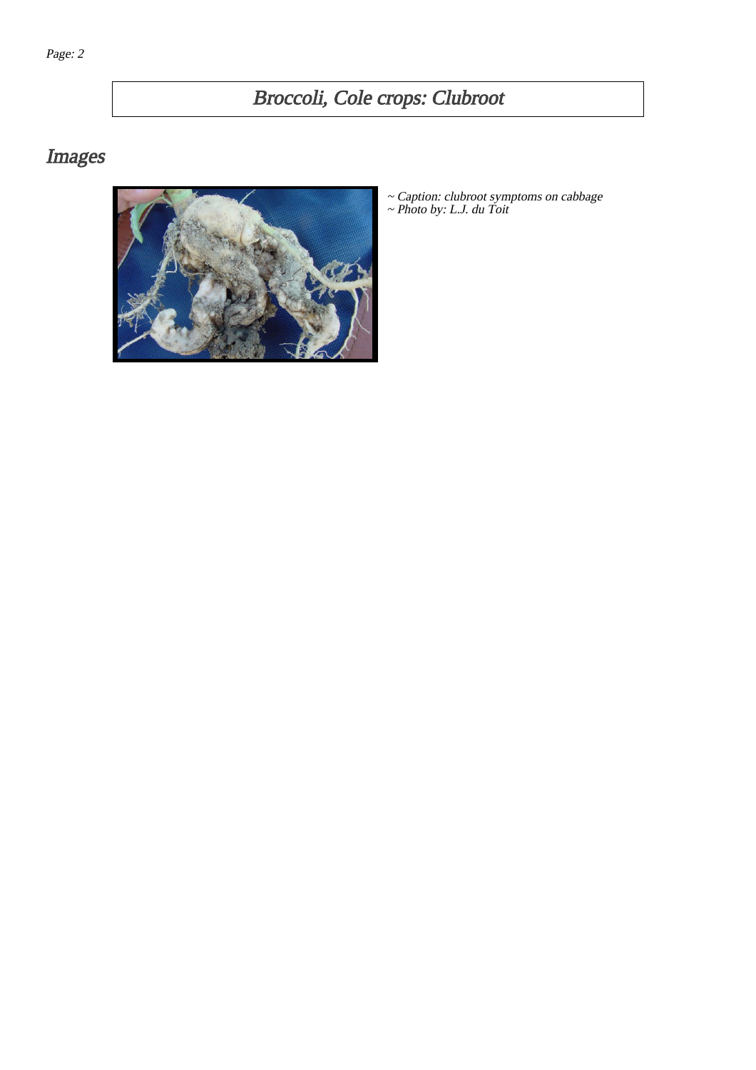# Broccoli, Cole crops: Clubroot

## Images

~ Caption: clubroot symptoms on cabbage
~ Photo by: L.J. du Toit